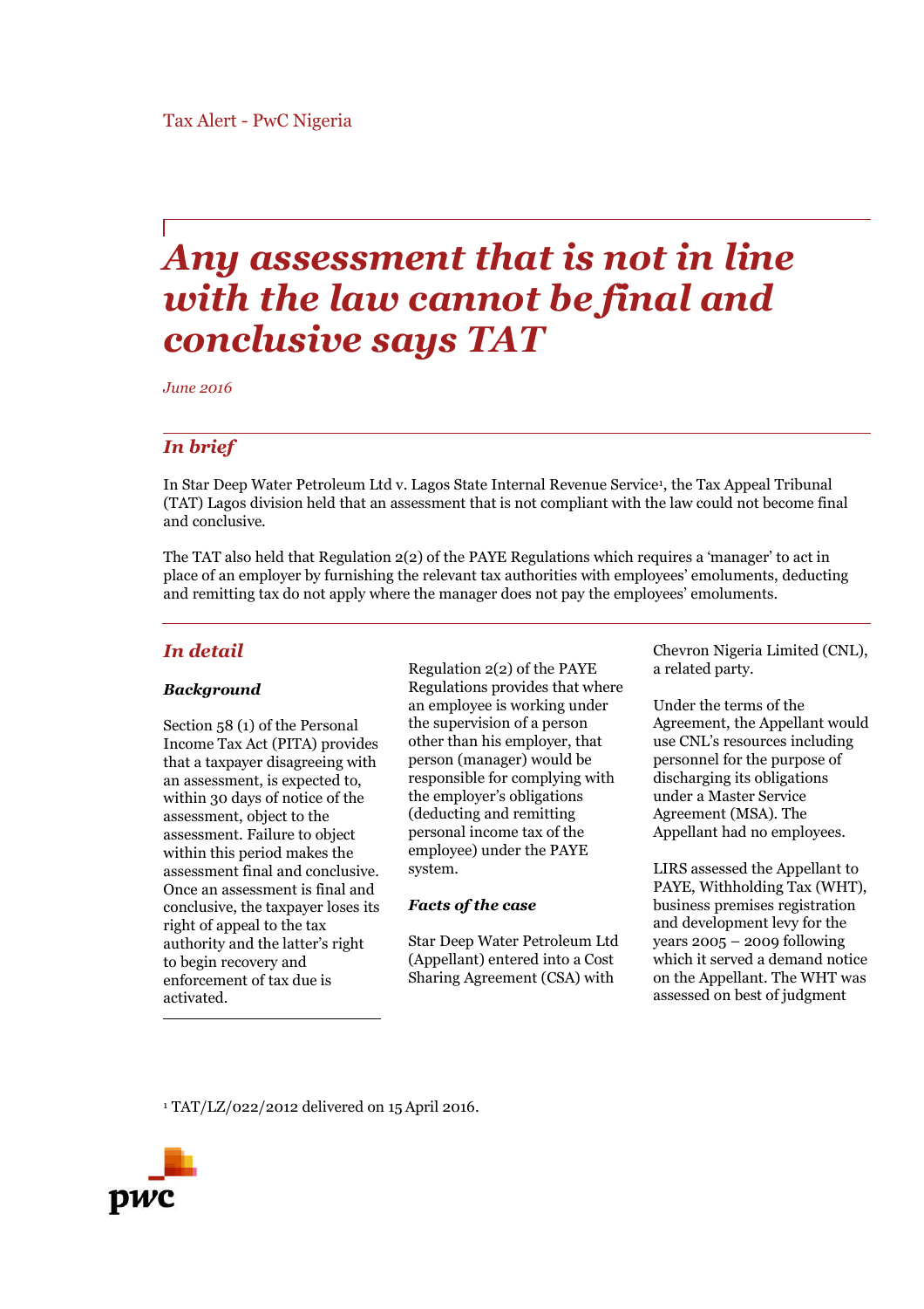Tax Alert - PwC Nigeria

# *Any assessment that is not in line with the law cannot be final and conclusive says TAT*

*June 2016*

## *In brief*

In Star Deep Water Petroleum Ltd v. Lagos State Internal Revenue Service[1], the Tax Appeal Tribunal (TAT) Lagos division held that an assessment that is not compliant with the law could not become final and conclusive.

The TAT also held that Regulation 2(2) of the PAYE Regulations which requires a 'manager' to act in place of an employer by furnishing the relevant tax authorities with employees' emoluments, deducting and remitting tax do not apply where the manager does not pay the employees' emoluments.

## *In detail*

### *Background*

Section 58 (1) of the Personal Income Tax Act (PITA) provides that a taxpayer disagreeing with an assessment, is expected to, within 30 days of notice of the assessment, object to the assessment. Failure to object within this period makes the assessment final and conclusive. Once an assessment is final and conclusive, the taxpayer loses its right of appeal to the tax authority and the latter's right to begin recovery and enforcement of tax due is activated.

Regulation 2(2) of the PAYE Regulations provides that where an employee is working under the supervision of a person other than his employer, that person (manager) would be responsible for complying with the employer's obligations (deducting and remitting personal income tax of the employee) under the PAYE system.

### *Facts of the case*

Star Deep Water Petroleum Ltd (Appellant) entered into a Cost Sharing Agreement (CSA) with Chevron Nigeria Limited (CNL), a related party.

Under the terms of the Agreement, the Appellant would use CNL's resources including personnel for the purpose of discharging its obligations under a Master Service Agreement (MSA). The Appellant had no employees.

LIRS assessed the Appellant to PAYE, Withholding Tax (WHT), business premises registration and development levy for the years 2005 – 2009 following which it served a demand notice on the Appellant. The WHT was assessed on best of judgment

[1] TAT/LZ/022/2012 delivered on 15 April 2016.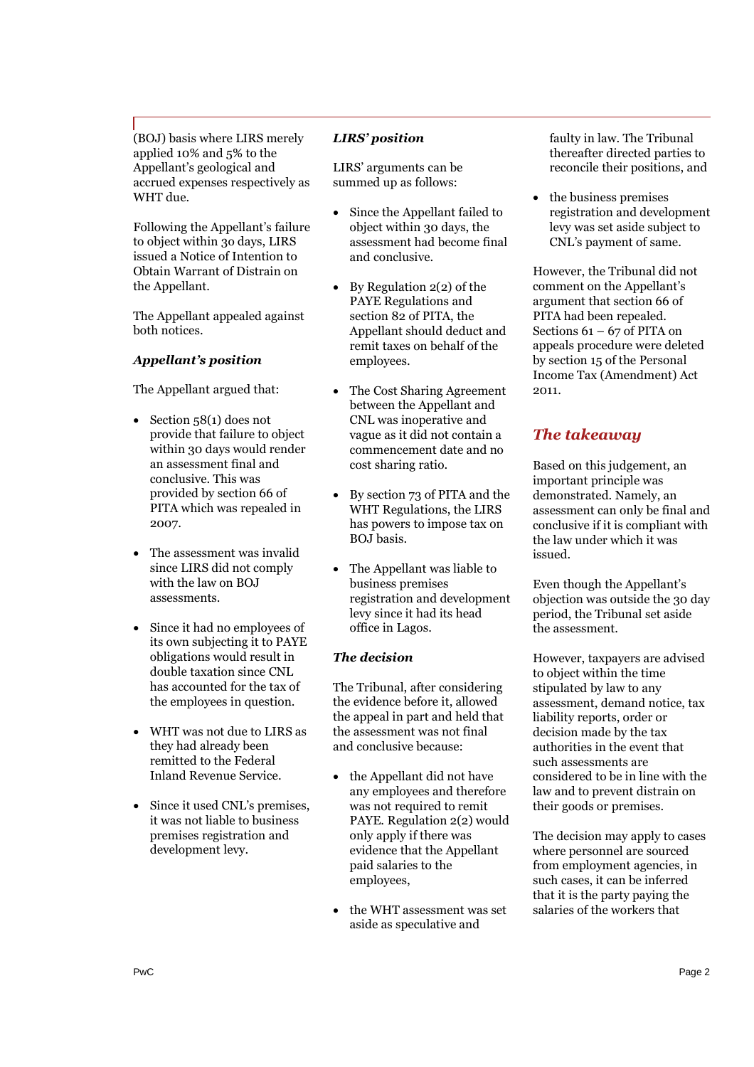(BOJ) basis where LIRS merely applied 10% and 5% to the Appellant's geological and accrued expenses respectively as WHT due.

Following the Appellant's failure to object within 30 days, LIRS issued a Notice of Intention to Obtain Warrant of Distrain on the Appellant.

The Appellant appealed against both notices.

### *Appellant's position*

The Appellant argued that:

- Section 58(1) does not provide that failure to object within 30 days would render an assessment final and conclusive. This was provided by section 66 of PITA which was repealed in 2007.
- The assessment was invalid since LIRS did not comply with the law on BOJ assessments.
- Since it had no employees of its own subjecting it to PAYE obligations would result in double taxation since CNL has accounted for the tax of the employees in question.
- WHT was not due to LIRS as they had already been remitted to the Federal Inland Revenue Service.
- Since it used CNL's premises, it was not liable to business premises registration and development levy.

### *LIRS' position*

LIRS' arguments can be summed up as follows:

- Since the Appellant failed to object within 30 days, the assessment had become final and conclusive.
- By Regulation 2(2) of the PAYE Regulations and section 82 of PITA, the Appellant should deduct and remit taxes on behalf of the employees.
- The Cost Sharing Agreement between the Appellant and CNL was inoperative and vague as it did not contain a commencement date and no cost sharing ratio.
- By section 73 of PITA and the WHT Regulations, the LIRS has powers to impose tax on BOJ basis.
- The Appellant was liable to business premises registration and development levy since it had its head office in Lagos.

### *The decision*

The Tribunal, after considering the evidence before it, allowed the appeal in part and held that the assessment was not final and conclusive because:

- the Appellant did not have any employees and therefore was not required to remit PAYE. Regulation 2(2) would only apply if there was evidence that the Appellant paid salaries to the employees,
- the WHT assessment was set aside as speculative and faulty in law. The Tribunal thereafter directed parties to reconcile their positions, and
- the business premises registration and development levy was set aside subject to CNL's payment of same.

However, the Tribunal did not comment on the Appellant's argument that section 66 of PITA had been repealed. Sections 61 – 67 of PITA on appeals procedure were deleted by section 15 of the Personal Income Tax (Amendment) Act 2011.

## *The takeaway*

Based on this judgement, an important principle was demonstrated. Namely, an assessment can only be final and conclusive if it is compliant with the law under which it was issued.

Even though the Appellant's objection was outside the 30 day period, the Tribunal set aside the assessment.

However, taxpayers are advised to object within the time stipulated by law to any assessment, demand notice, tax liability reports, order or decision made by the tax authorities in the event that such assessments are considered to be in line with the law and to prevent distrain on their goods or premises.

The decision may apply to cases where personnel are sourced from employment agencies, in such cases, it can be inferred that it is the party paying the salaries of the workers that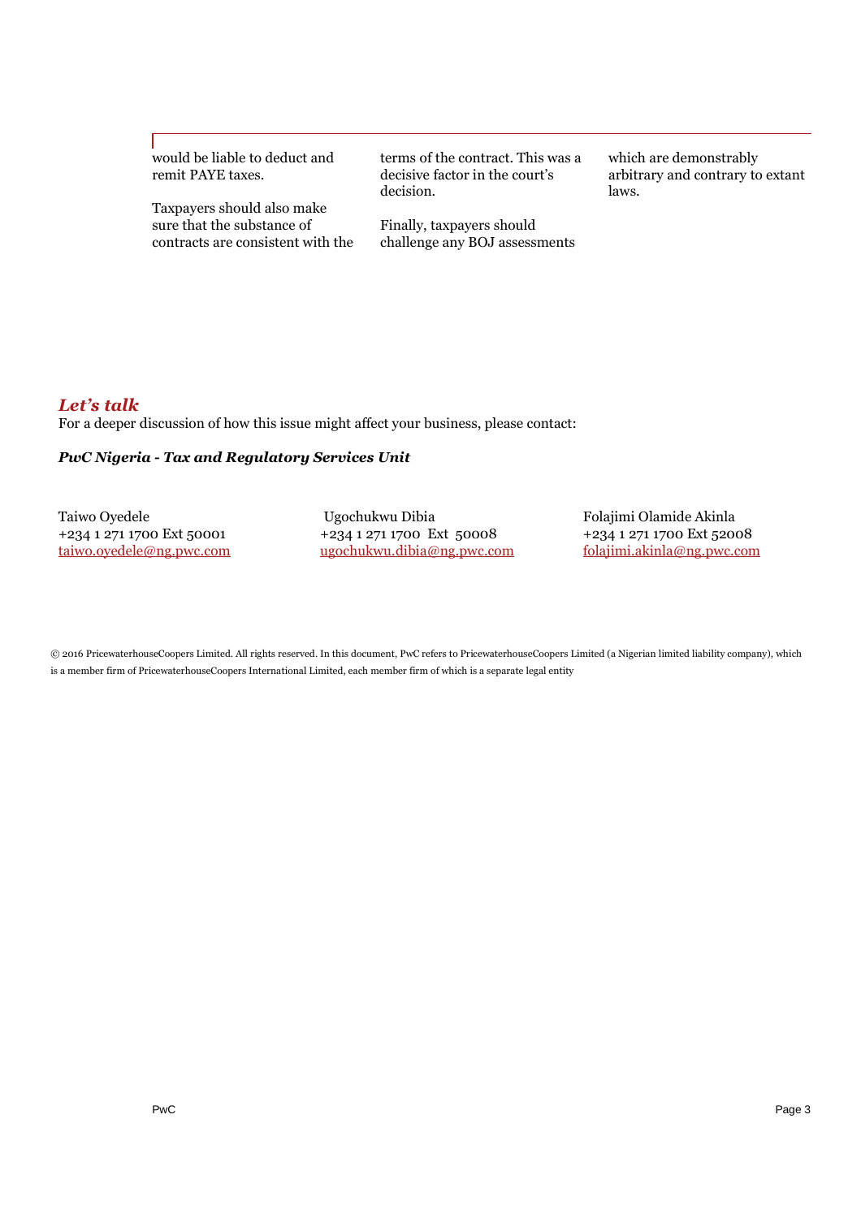would be liable to deduct and remit PAYE taxes.

Taxpayers should also make sure that the substance of contracts are consistent with the terms of the contract. This was a decisive factor in the court's decision.

Finally, taxpayers should challenge any BOJ assessments which are demonstrably arbitrary and contrary to extant laws.

## *Let's talk*

For a deeper discussion of how this issue might affect your business, please contact:

***PwC Nigeria - Tax and Regulatory Services Unit***

Taiwo Oyedele
+234 1 271 1700 Ext 50001
taiwo.oyedele@ng.pwc.com

Ugochukwu Dibia
+234 1 271 1700 Ext 50008
ugochukwu.dibia@ng.pwc.com

Folajimi Olamide Akinla
+234 1 271 1700 Ext 52008
folajimi.akinla@ng.pwc.com

© 2016 PricewaterhouseCoopers Limited. All rights reserved. In this document, PwC refers to PricewaterhouseCoopers Limited (a Nigerian limited liability company), which is a member firm of PricewaterhouseCoopers International Limited, each member firm of which is a separate legal entity